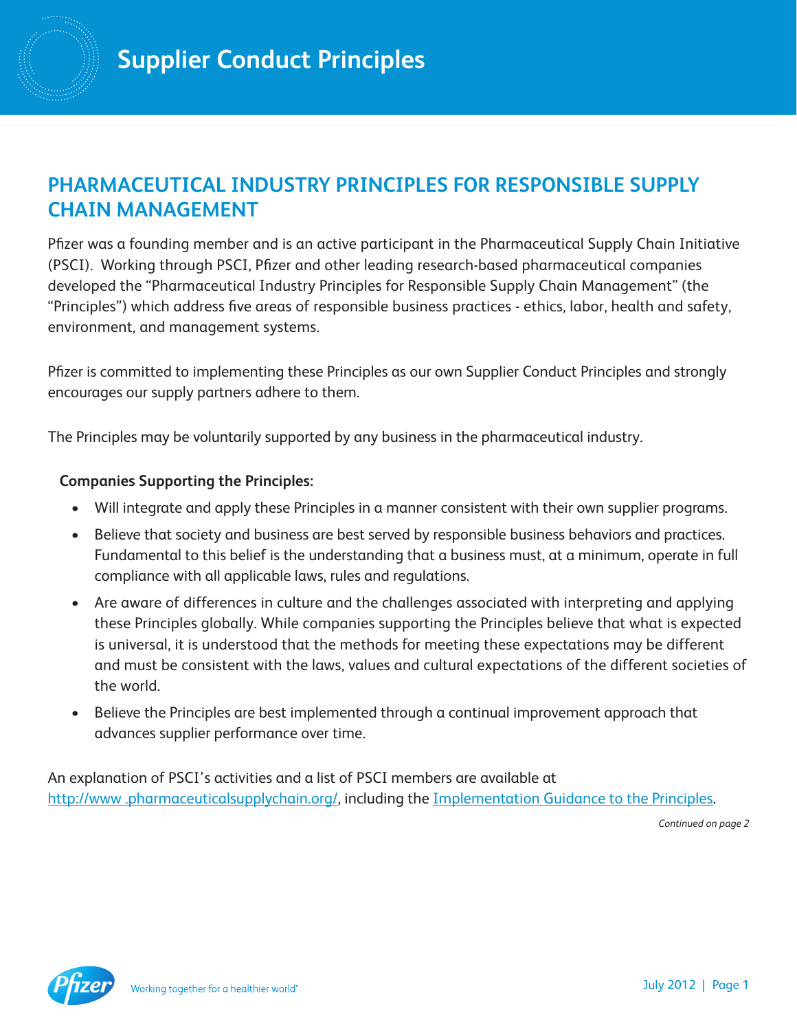# Supplier Conduct Principles

## PHARMACEUTICAL INDUSTRY PRINCIPLES FOR RESPONSIBLE SUPPLY CHAIN MANAGEMENT

Pfizer was a founding member and is an active participant in the Pharmaceutical Supply Chain Initiative (PSCI). Working through PSCI, Pfizer and other leading research-based pharmaceutical companies developed the "Pharmaceutical Industry Principles for Responsible Supply Chain Management" (the "Principles") which address five areas of responsible business practices - ethics, labor, health and safety, environment, and management systems.

Pfizer is committed to implementing these Principles as our own Supplier Conduct Principles and strongly encourages our supply partners adhere to them.

The Principles may be voluntarily supported by any business in the pharmaceutical industry.

**Companies Supporting the Principles:**

- Will integrate and apply these Principles in a manner consistent with their own supplier programs.
- Believe that society and business are best served by responsible business behaviors and practices. Fundamental to this belief is the understanding that a business must, at a minimum, operate in full compliance with all applicable laws, rules and regulations.
- Are aware of differences in culture and the challenges associated with interpreting and applying these Principles globally. While companies supporting the Principles believe that what is expected is universal, it is understood that the methods for meeting these expectations may be different and must be consistent with the laws, values and cultural expectations of the different societies of the world.
- Believe the Principles are best implemented through a continual improvement approach that advances supplier performance over time.

An explanation of PSCI's activities and a list of PSCI members are available at http://www .pharmaceuticalsupplychain.org/, including the Implementation Guidance to the Principles.

*Continued on page 2*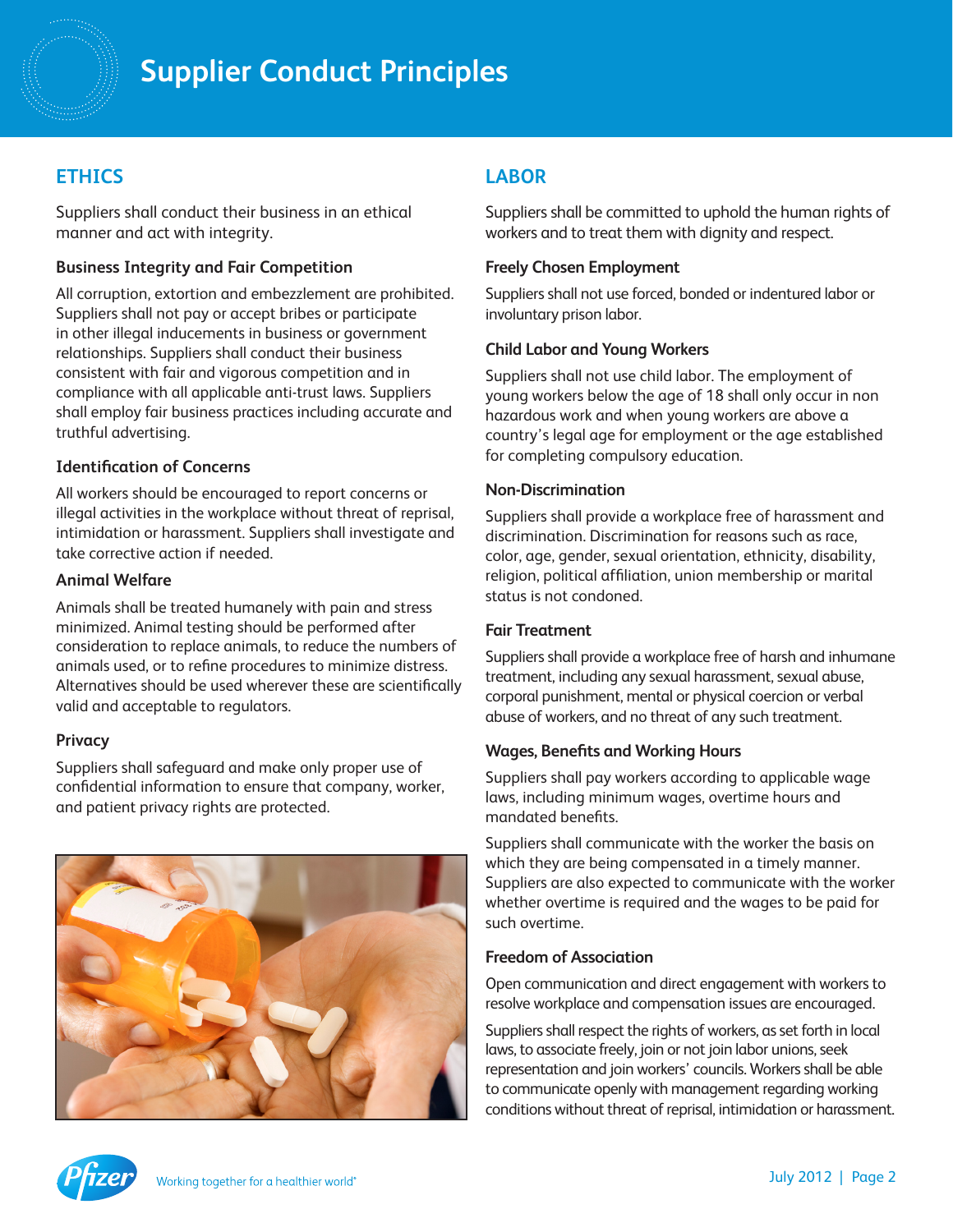# Supplier Conduct Principles

## ETHICS

Suppliers shall conduct their business in an ethical manner and act with integrity.

### Business Integrity and Fair Competition

All corruption, extortion and embezzlement are prohibited. Suppliers shall not pay or accept bribes or participate in other illegal inducements in business or government relationships. Suppliers shall conduct their business consistent with fair and vigorous competition and in compliance with all applicable anti-trust laws. Suppliers shall employ fair business practices including accurate and truthful advertising.

### Identification of Concerns

All workers should be encouraged to report concerns or illegal activities in the workplace without threat of reprisal, intimidation or harassment. Suppliers shall investigate and take corrective action if needed.

### Animal Welfare

Animals shall be treated humanely with pain and stress minimized. Animal testing should be performed after consideration to replace animals, to reduce the numbers of animals used, or to refine procedures to minimize distress. Alternatives should be used wherever these are scientifically valid and acceptable to regulators.

### Privacy

Suppliers shall safeguard and make only proper use of confidential information to ensure that company, worker, and patient privacy rights are protected.

## LABOR

Suppliers shall be committed to uphold the human rights of workers and to treat them with dignity and respect.

### Freely Chosen Employment

Suppliers shall not use forced, bonded or indentured labor or involuntary prison labor.

### Child Labor and Young Workers

Suppliers shall not use child labor. The employment of young workers below the age of 18 shall only occur in non hazardous work and when young workers are above a country's legal age for employment or the age established for completing compulsory education.

### Non-Discrimination

Suppliers shall provide a workplace free of harassment and discrimination. Discrimination for reasons such as race, color, age, gender, sexual orientation, ethnicity, disability, religion, political affiliation, union membership or marital status is not condoned.

### Fair Treatment

Suppliers shall provide a workplace free of harsh and inhumane treatment, including any sexual harassment, sexual abuse, corporal punishment, mental or physical coercion or verbal abuse of workers, and no threat of any such treatment.

### Wages, Benefits and Working Hours

Suppliers shall pay workers according to applicable wage laws, including minimum wages, overtime hours and mandated benefits.

Suppliers shall communicate with the worker the basis on which they are being compensated in a timely manner. Suppliers are also expected to communicate with the worker whether overtime is required and the wages to be paid for such overtime.

### Freedom of Association

Open communication and direct engagement with workers to resolve workplace and compensation issues are encouraged.

Suppliers shall respect the rights of workers, as set forth in local laws, to associate freely, join or not join labor unions, seek representation and join workers' councils. Workers shall be able to communicate openly with management regarding working conditions without threat of reprisal, intimidation or harassment.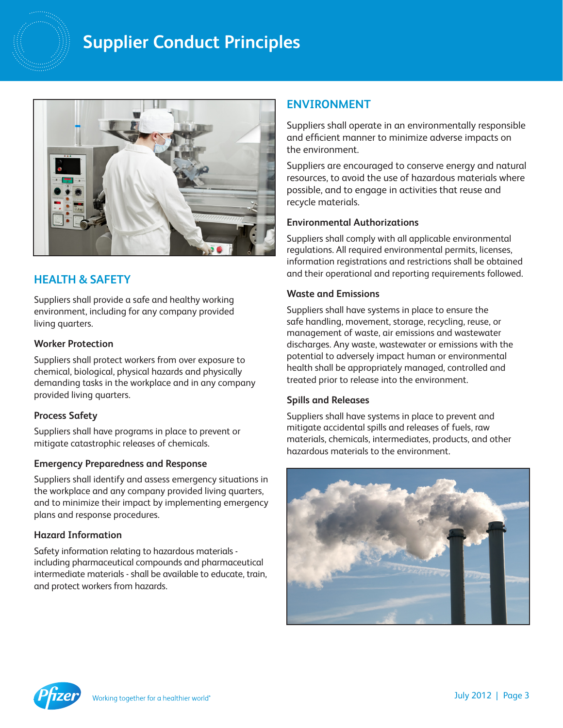# Supplier Conduct Principles

## HEALTH & SAFETY

Suppliers shall provide a safe and healthy working environment, including for any company provided living quarters.

### Worker Protection

Suppliers shall protect workers from over exposure to chemical, biological, physical hazards and physically demanding tasks in the workplace and in any company provided living quarters.

### Process Safety

Suppliers shall have programs in place to prevent or mitigate catastrophic releases of chemicals.

### Emergency Preparedness and Response

Suppliers shall identify and assess emergency situations in the workplace and any company provided living quarters, and to minimize their impact by implementing emergency plans and response procedures.

### Hazard Information

Safety information relating to hazardous materials - including pharmaceutical compounds and pharmaceutical intermediate materials - shall be available to educate, train, and protect workers from hazards.

## ENVIRONMENT

Suppliers shall operate in an environmentally responsible and efficient manner to minimize adverse impacts on the environment.

Suppliers are encouraged to conserve energy and natural resources, to avoid the use of hazardous materials where possible, and to engage in activities that reuse and recycle materials.

### Environmental Authorizations

Suppliers shall comply with all applicable environmental regulations. All required environmental permits, licenses, information registrations and restrictions shall be obtained and their operational and reporting requirements followed.

### Waste and Emissions

Suppliers shall have systems in place to ensure the safe handling, movement, storage, recycling, reuse, or management of waste, air emissions and wastewater discharges. Any waste, wastewater or emissions with the potential to adversely impact human or environmental health shall be appropriately managed, controlled and treated prior to release into the environment.

### Spills and Releases

Suppliers shall have systems in place to prevent and mitigate accidental spills and releases of fuels, raw materials, chemicals, intermediates, products, and other hazardous materials to the environment.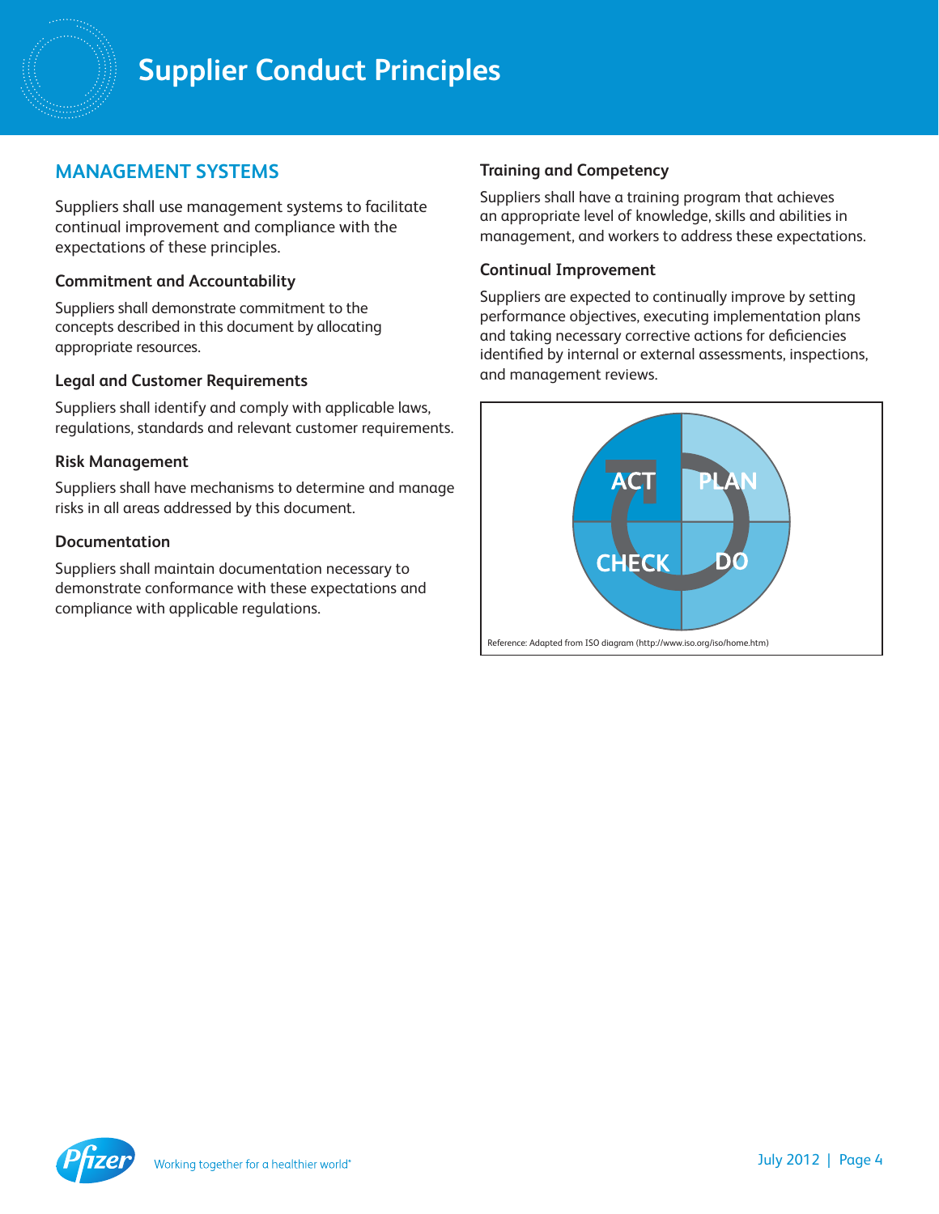## MANAGEMENT SYSTEMS

Suppliers shall use management systems to facilitate continual improvement and compliance with the expectations of these principles.

### Commitment and Accountability

Suppliers shall demonstrate commitment to the concepts described in this document by allocating appropriate resources.

### Legal and Customer Requirements

Suppliers shall identify and comply with applicable laws, regulations, standards and relevant customer requirements.

### Risk Management

Suppliers shall have mechanisms to determine and manage risks in all areas addressed by this document.

### Documentation

Suppliers shall maintain documentation necessary to demonstrate conformance with these expectations and compliance with applicable regulations.

### Training and Competency

Suppliers shall have a training program that achieves an appropriate level of knowledge, skills and abilities in management, and workers to address these expectations.

### Continual Improvement

Suppliers are expected to continually improve by setting performance objectives, executing implementation plans and taking necessary corrective actions for deficiencies identified by internal or external assessments, inspections, and management reviews.

ACT

PLAN

CHECK

DO

Reference: Adapted from ISO diagram (http://www.iso.org/iso/home.htm)